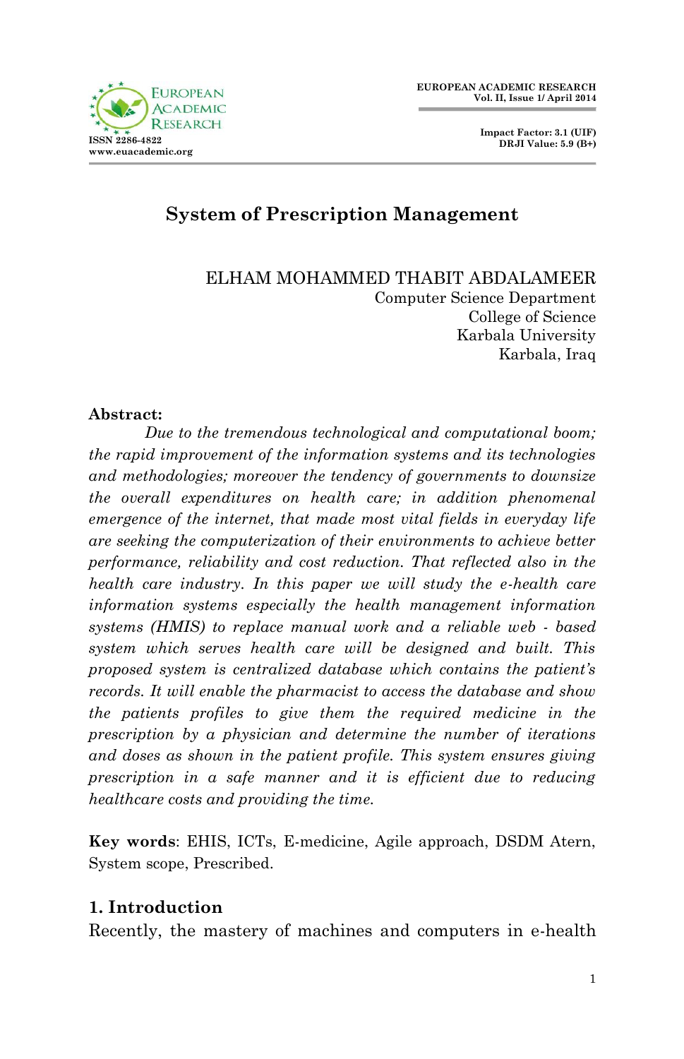# System of Prescription Management

ELHAM MOHAMMED THABIT ABDALAMEER
Computer Science Department
College of Science
Karbala University
Karbala, Iraq

**Abstract:**

*Due to the tremendous technological and computational boom; the rapid improvement of the information systems and its technologies and methodologies; moreover the tendency of governments to downsize the overall expenditures on health care; in addition phenomenal emergence of the internet, that made most vital fields in everyday life are seeking the computerization of their environments to achieve better performance, reliability and cost reduction. That reflected also in the health care industry. In this paper we will study the e-health care information systems especially the health management information systems (HMIS) to replace manual work and a reliable web - based system which serves health care will be designed and built. This proposed system is centralized database which contains the patient's records. It will enable the pharmacist to access the database and show the patients profiles to give them the required medicine in the prescription by a physician and determine the number of iterations and doses as shown in the patient profile. This system ensures giving prescription in a safe manner and it is efficient due to reducing healthcare costs and providing the time.*

**Key words**: EHIS, ICTs, E-medicine, Agile approach, DSDM Atern, System scope, Prescribed.

## 1. Introduction

Recently, the mastery of machines and computers in e-health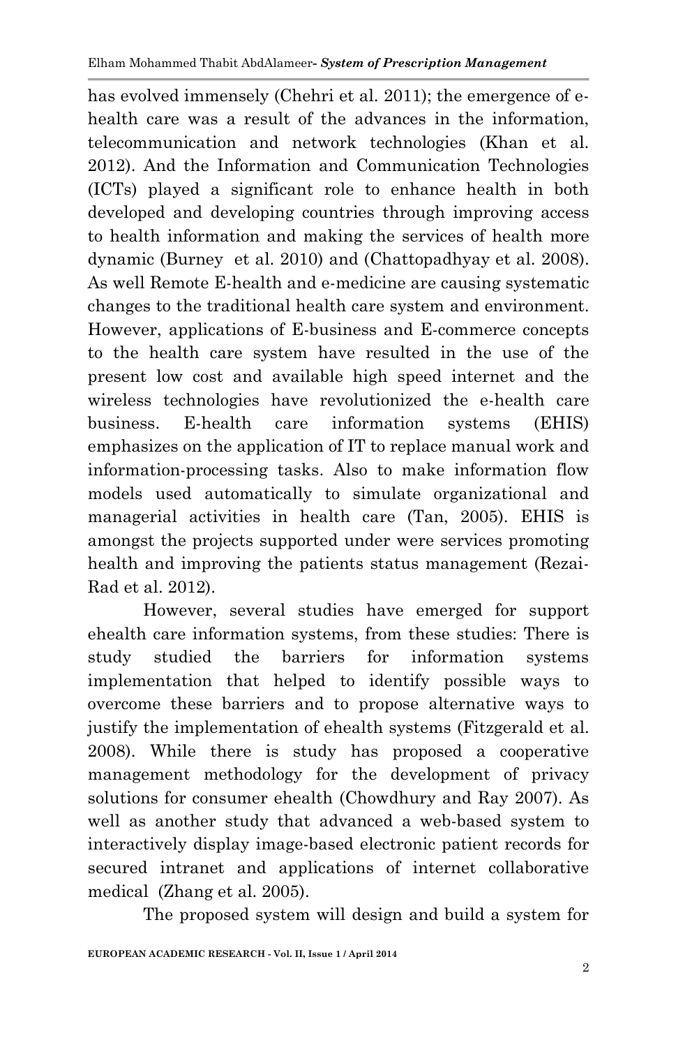has evolved immensely (Chehri et al. 2011); the emergence of e-health care was a result of the advances in the information, telecommunication and network technologies (Khan et al. 2012). And the Information and Communication Technologies (ICTs) played a significant role to enhance health in both developed and developing countries through improving access to health information and making the services of health more dynamic (Burney et al. 2010) and (Chattopadhyay et al. 2008). As well Remote E-health and e-medicine are causing systematic changes to the traditional health care system and environment. However, applications of E-business and E-commerce concepts to the health care system have resulted in the use of the present low cost and available high speed internet and the wireless technologies have revolutionized the e-health care business. E-health care information systems (EHIS) emphasizes on the application of IT to replace manual work and information-processing tasks. Also to make information flow models used automatically to simulate organizational and managerial activities in health care (Tan, 2005). EHIS is amongst the projects supported under were services promoting health and improving the patients status management (Rezai-Rad et al. 2012).

However, several studies have emerged for support ehealth care information systems, from these studies: There is study studied the barriers for information systems implementation that helped to identify possible ways to overcome these barriers and to propose alternative ways to justify the implementation of ehealth systems (Fitzgerald et al. 2008). While there is study has proposed a cooperative management methodology for the development of privacy solutions for consumer ehealth (Chowdhury and Ray 2007). As well as another study that advanced a web-based system to interactively display image-based electronic patient records for secured intranet and applications of internet collaborative medical (Zhang et al. 2005).

The proposed system will design and build a system for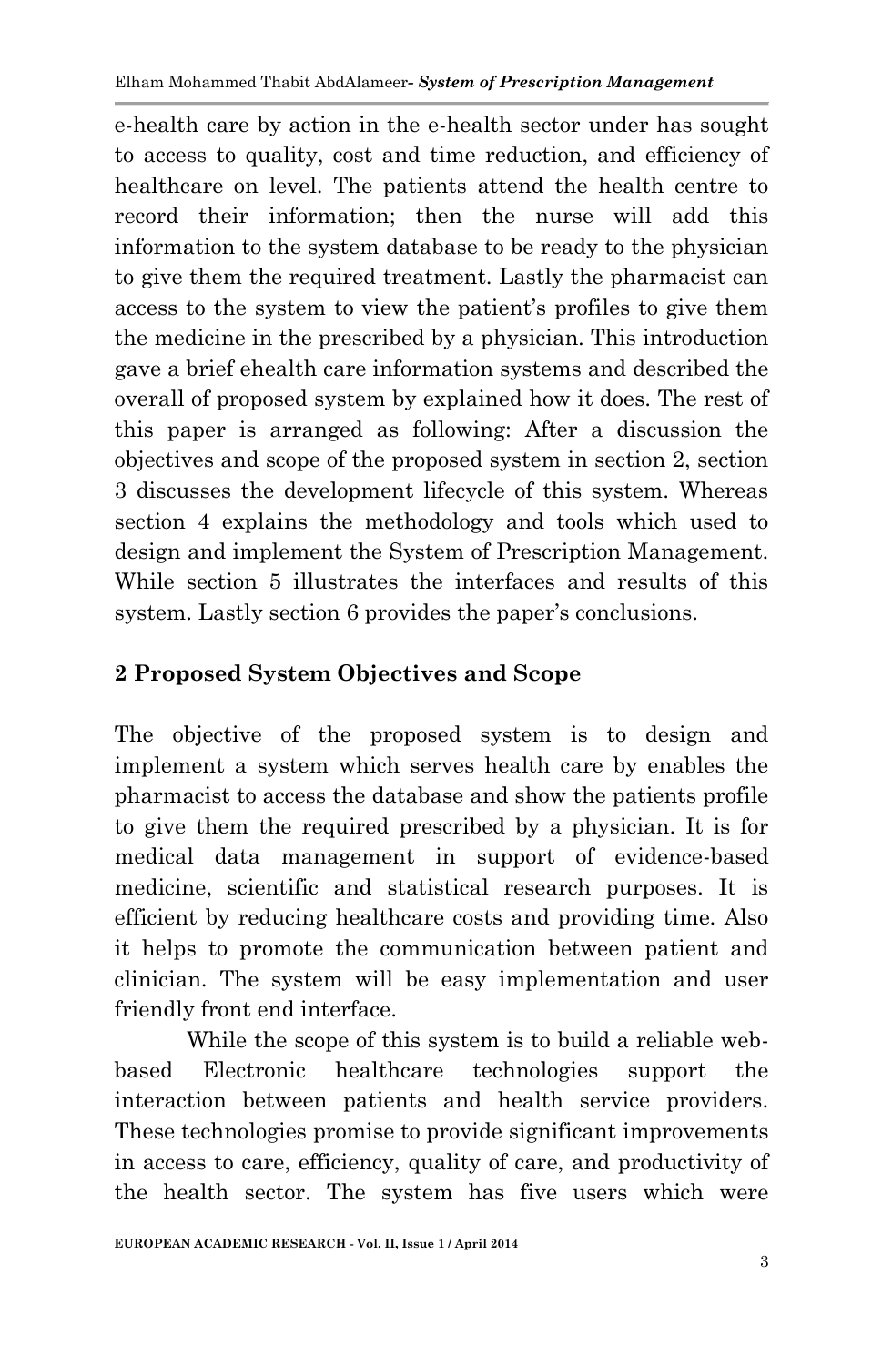e-health care by action in the e-health sector under has sought to access to quality, cost and time reduction, and efficiency of healthcare on level. The patients attend the health centre to record their information; then the nurse will add this information to the system database to be ready to the physician to give them the required treatment. Lastly the pharmacist can access to the system to view the patient's profiles to give them the medicine in the prescribed by a physician. This introduction gave a brief ehealth care information systems and described the overall of proposed system by explained how it does. The rest of this paper is arranged as following: After a discussion the objectives and scope of the proposed system in section 2, section 3 discusses the development lifecycle of this system. Whereas section 4 explains the methodology and tools which used to design and implement the System of Prescription Management. While section 5 illustrates the interfaces and results of this system. Lastly section 6 provides the paper's conclusions.

## 2 Proposed System Objectives and Scope

The objective of the proposed system is to design and implement a system which serves health care by enables the pharmacist to access the database and show the patients profile to give them the required prescribed by a physician. It is for medical data management in support of evidence-based medicine, scientific and statistical research purposes. It is efficient by reducing healthcare costs and providing time. Also it helps to promote the communication between patient and clinician. The system will be easy implementation and user friendly front end interface.

While the scope of this system is to build a reliable web-based Electronic healthcare technologies support the interaction between patients and health service providers. These technologies promise to provide significant improvements in access to care, efficiency, quality of care, and productivity of the health sector. The system has five users which were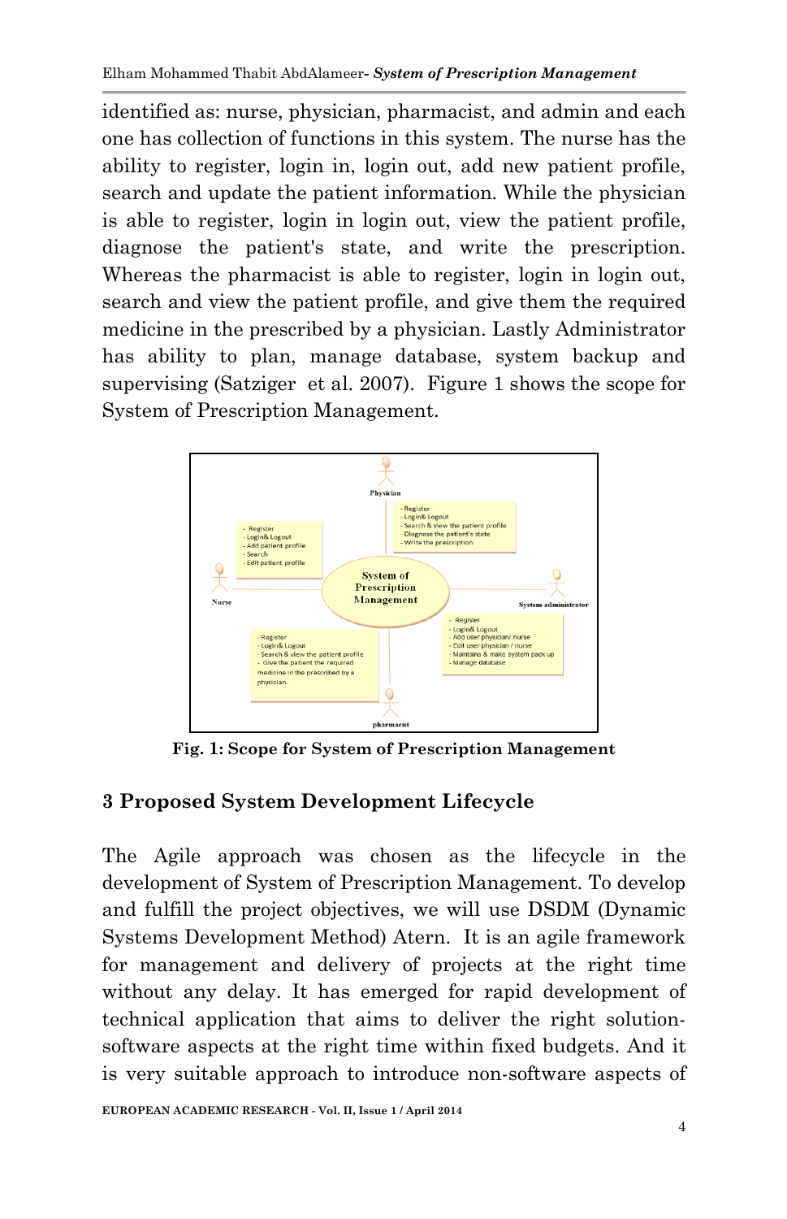identified as: nurse, physician, pharmacist, and admin and each one has collection of functions in this system. The nurse has the ability to register, login in, login out, add new patient profile, search and update the patient information. While the physician is able to register, login in login out, view the patient profile, diagnose the patient's state, and write the prescription. Whereas the pharmacist is able to register, login in login out, search and view the patient profile, and give them the required medicine in the prescribed by a physician. Lastly Administrator has ability to plan, manage database, system backup and supervising (Satziger et al. 2007). Figure 1 shows the scope for System of Prescription Management.

**Fig. 1: Scope for System of Prescription Management**

## 3 Proposed System Development Lifecycle

The Agile approach was chosen as the lifecycle in the development of System of Prescription Management. To develop and fulfill the project objectives, we will use DSDM (Dynamic Systems Development Method) Atern. It is an agile framework for management and delivery of projects at the right time without any delay. It has emerged for rapid development of technical application that aims to deliver the right solution-software aspects at the right time within fixed budgets. And it is very suitable approach to introduce non-software aspects of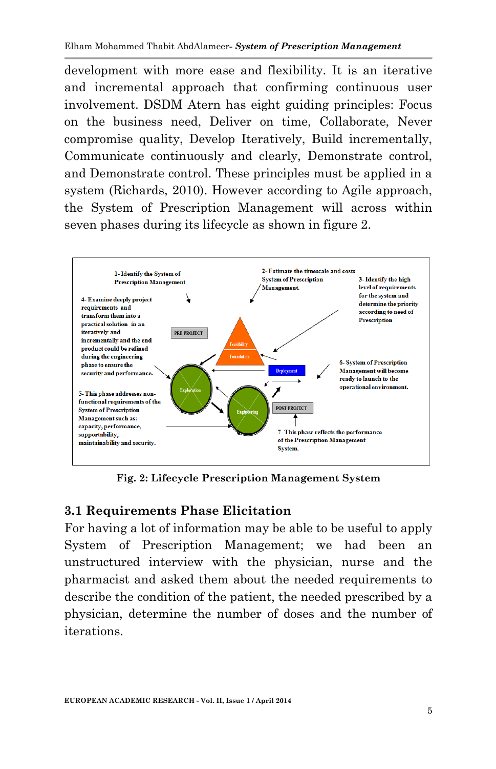development with more ease and flexibility. It is an iterative and incremental approach that confirming continuous user involvement. DSDM Atern has eight guiding principles: Focus on the business need, Deliver on time, Collaborate, Never compromise quality, Develop Iteratively, Build incrementally, Communicate continuously and clearly, Demonstrate control, and Demonstrate control. These principles must be applied in a system (Richards, 2010). However according to Agile approach, the System of Prescription Management will across within seven phases during its lifecycle as shown in figure 2.

1- Identify the System of Prescription Management

2- Estimate the timescale and costs System of Prescription Management.

3- Identify the high level of requirements for the system and determine the priority according to need of Prescription

4- Examine deeply project requirements and transform them into a practical solution in an iteratively and incrementally and the end product could be refined during the engineering phase to ensure the security and performance.

5- This phase addresses non-functional requirements of the System of Prescription Management such as: capacity, performance, supportability, maintainability and security.

6- System of Prescription Management will become ready to launch to the operational environment.

7- This phase reflects the performance of the Prescription Management System.

PRE-PROJECT

Feasibility

Foundation

Deployment

Exploration

Engineering

POST-PROJECT

**Fig. 2: Lifecycle Prescription Management System**

## 3.1 Requirements Phase Elicitation

For having a lot of information may be able to be useful to apply System of Prescription Management; we had been an unstructured interview with the physician, nurse and the pharmacist and asked them about the needed requirements to describe the condition of the patient, the needed prescribed by a physician, determine the number of doses and the number of iterations.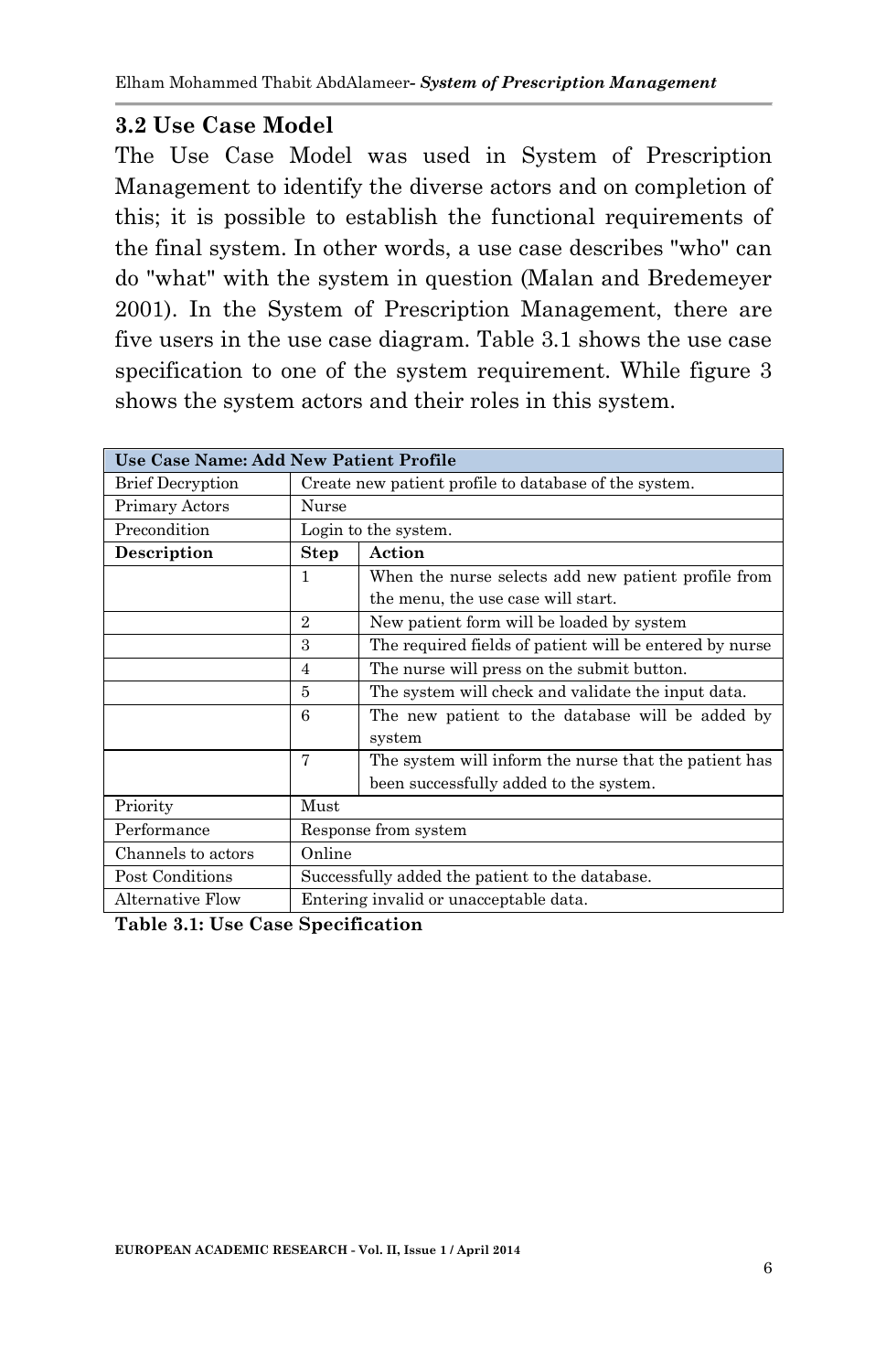### 3.2 Use Case Model

The Use Case Model was used in System of Prescription Management to identify the diverse actors and on completion of this; it is possible to establish the functional requirements of the final system. In other words, a use case describes "who" can do "what" with the system in question (Malan and Bredemeyer 2001). In the System of Prescription Management, there are five users in the use case diagram. Table 3.1 shows the use case specification to one of the system requirement. While figure 3 shows the system actors and their roles in this system.

| **Use Case Name: Add New Patient Profile** | | |
|---|---|---|
| Brief Decryption | Create new patient profile to database of the system. | |
| Primary Actors | Nurse | |
| Precondition | Login to the system. | |
| **Description** | **Step** | **Action** |
| | 1 | When the nurse selects add new patient profile from the menu, the use case will start. |
| | 2 | New patient form will be loaded by system |
| | 3 | The required fields of patient will be entered by nurse |
| | 4 | The nurse will press on the submit button. |
| | 5 | The system will check and validate the input data. |
| | 6 | The new patient to the database will be added by system |
| | 7 | The system will inform the nurse that the patient has been successfully added to the system. |
| Priority | Must | |
| Performance | Response from system | |
| Channels to actors | Online | |
| Post Conditions | Successfully added the patient to the database. | |
| Alternative Flow | Entering invalid or unacceptable data. | |

**Table 3.1: Use Case Specification**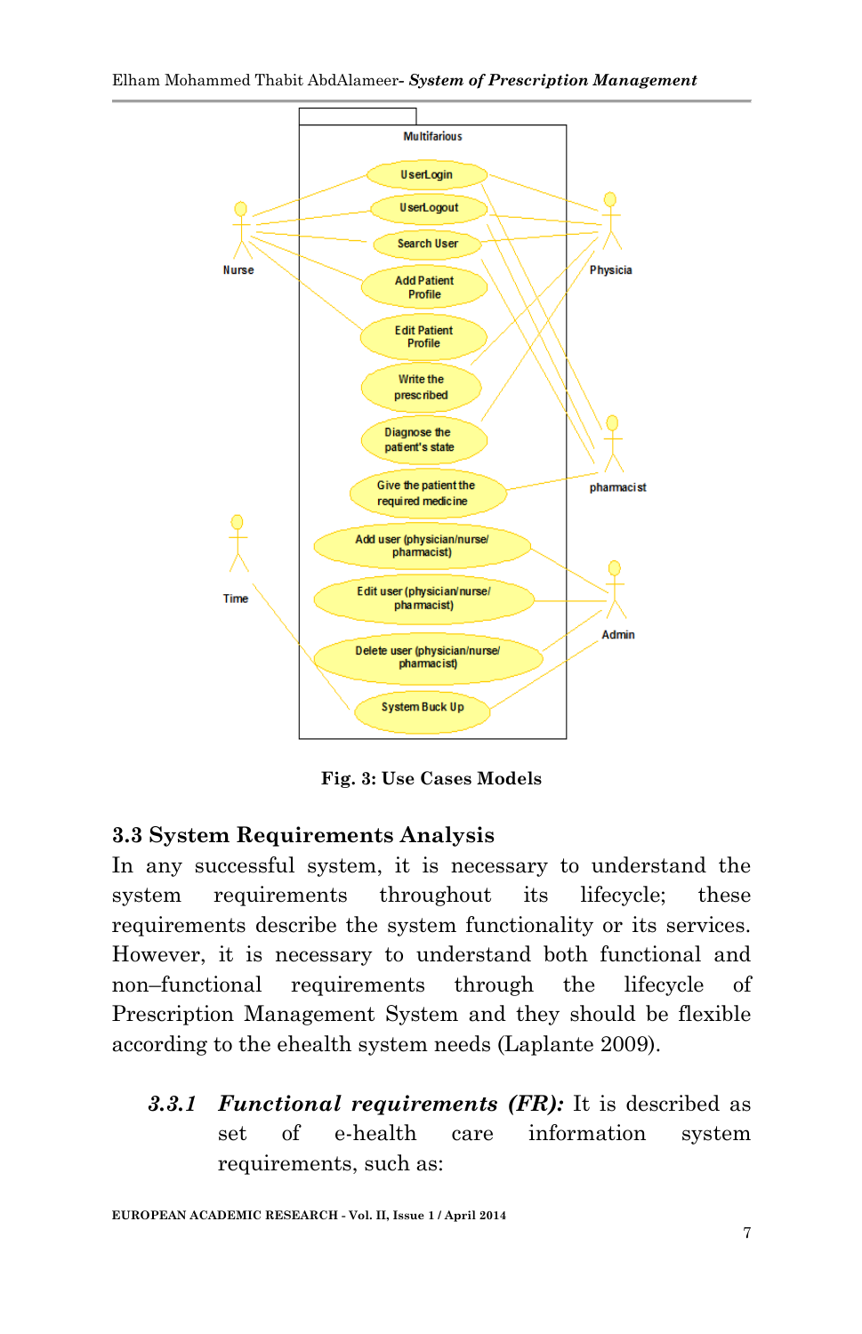Fig. 3: Use Cases Models

### 3.3 System Requirements Analysis

In any successful system, it is necessary to understand the system requirements throughout its lifecycle; these requirements describe the system functionality or its services. However, it is necessary to understand both functional and non–functional requirements through the lifecycle of Prescription Management System and they should be flexible according to the ehealth system needs (Laplante 2009).

***3.3.1 Functional requirements (FR):*** It is described as set of e-health care information system requirements, such as: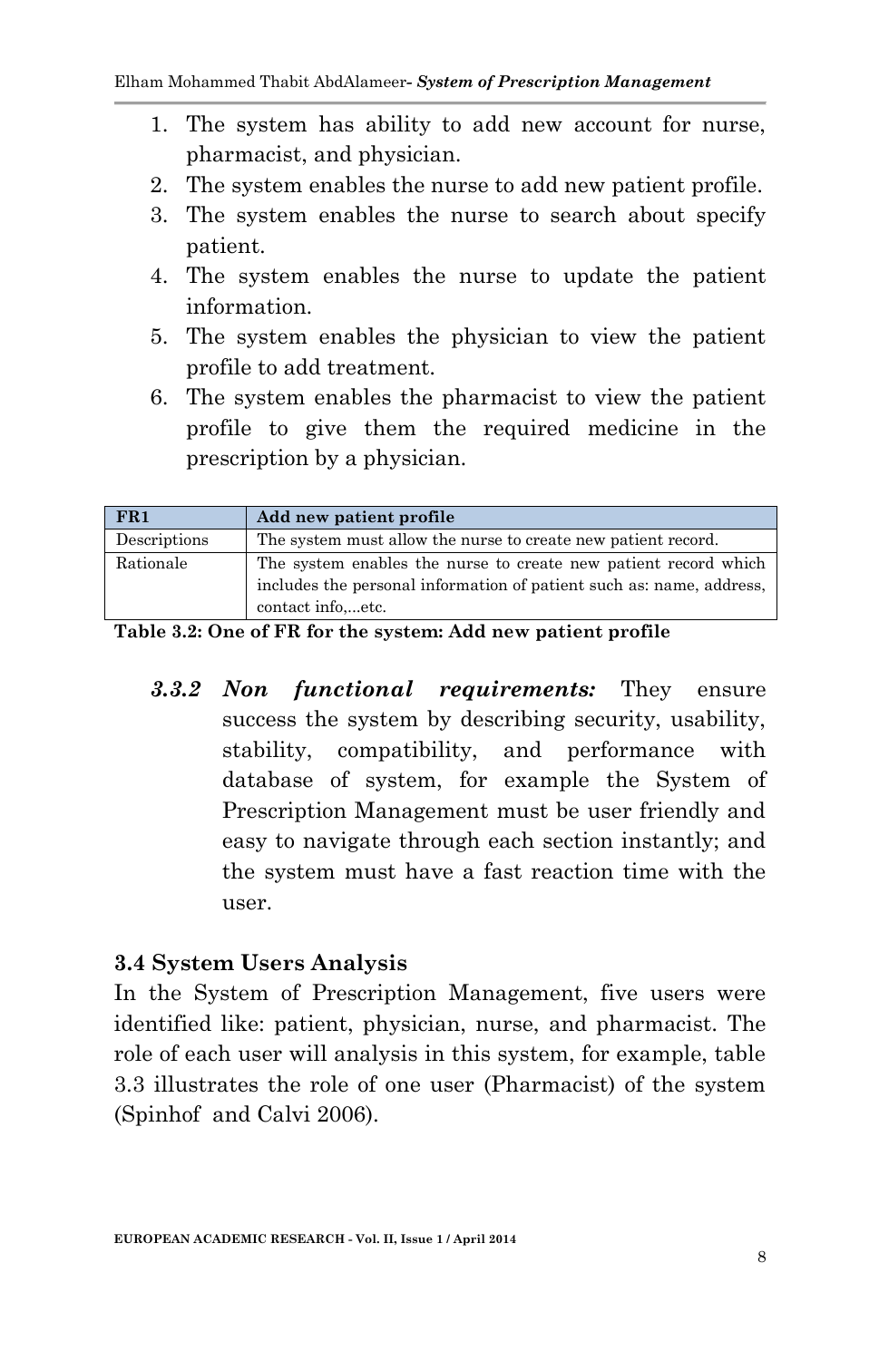1. The system has ability to add new account for nurse, pharmacist, and physician.
2. The system enables the nurse to add new patient profile.
3. The system enables the nurse to search about specify patient.
4. The system enables the nurse to update the patient information.
5. The system enables the physician to view the patient profile to add treatment.
6. The system enables the pharmacist to view the patient profile to give them the required medicine in the prescription by a physician.

| **FR1** | **Add new patient profile** |
|---|---|
| Descriptions | The system must allow the nurse to create new patient record. |
| Rationale | The system enables the nurse to create new patient record which includes the personal information of patient such as: name, address, contact info,...etc. |

**Table 3.2: One of FR for the system: Add new patient profile**

***3.3.2 Non functional requirements:*** They ensure success the system by describing security, usability, stability, compatibility, and performance with database of system, for example the System of Prescription Management must be user friendly and easy to navigate through each section instantly; and the system must have a fast reaction time with the user.

### 3.4 System Users Analysis

In the System of Prescription Management, five users were identified like: patient, physician, nurse, and pharmacist. The role of each user will analysis in this system, for example, table 3.3 illustrates the role of one user (Pharmacist) of the system (Spinhof and Calvi 2006).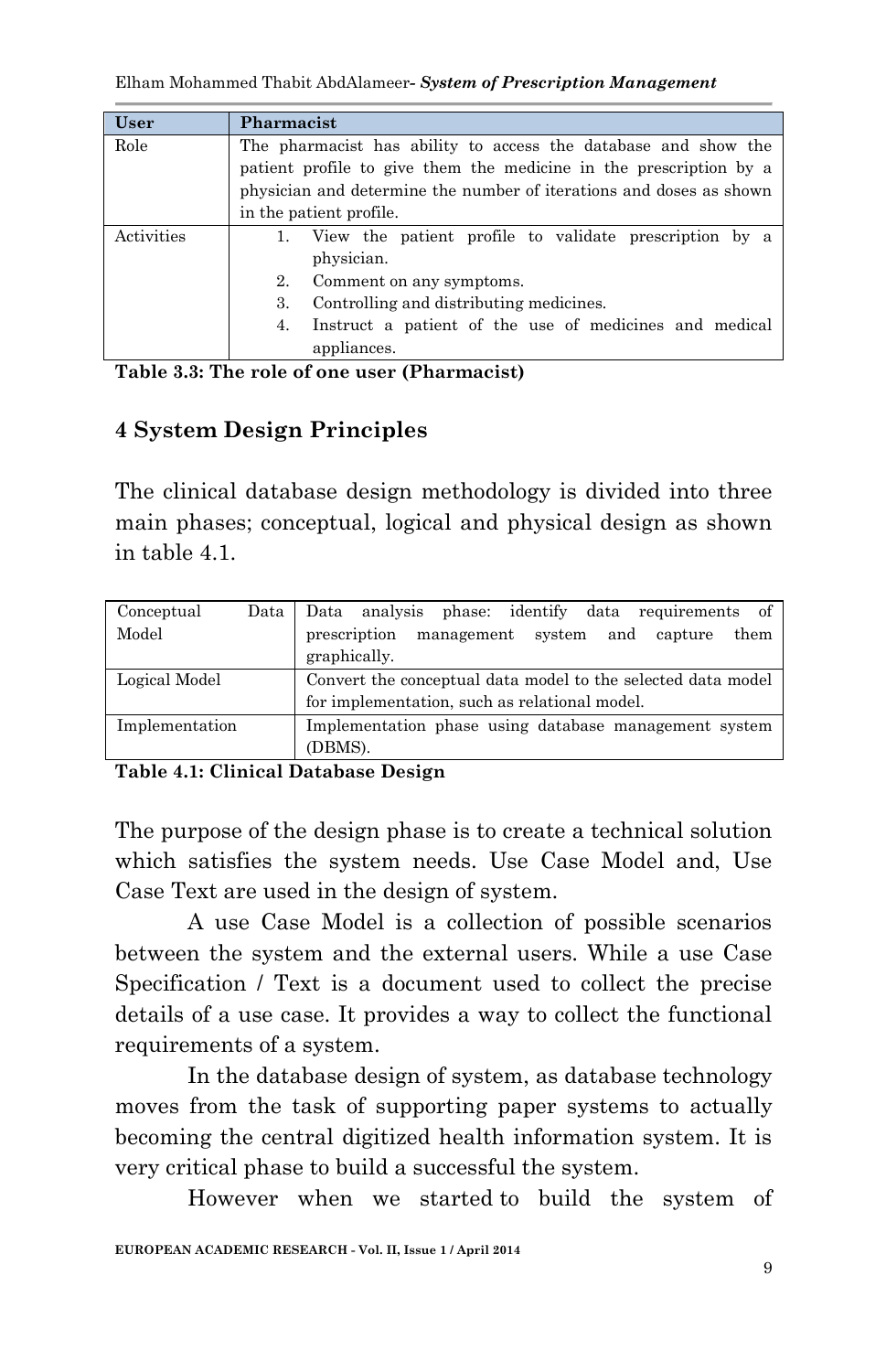| User | Pharmacist |
|---|---|
| Role | The pharmacist has ability to access the database and show the patient profile to give them the medicine in the prescription by a physician and determine the number of iterations and doses as shown in the patient profile. |
| Activities | 1. View the patient profile to validate prescription by a physician.<br>2. Comment on any symptoms.<br>3. Controlling and distributing medicines.<br>4. Instruct a patient of the use of medicines and medical appliances. |

**Table 3.3: The role of one user (Pharmacist)**

## 4 System Design Principles

The clinical database design methodology is divided into three main phases; conceptual, logical and physical design as shown in table 4.1.

| | |
|---|---|
| Conceptual Data Model | Data analysis phase: identify data requirements of prescription management system and capture them graphically. |
| Logical Model | Convert the conceptual data model to the selected data model for implementation, such as relational model. |
| Implementation | Implementation phase using database management system (DBMS). |

**Table 4.1: Clinical Database Design**

The purpose of the design phase is to create a technical solution which satisfies the system needs. Use Case Model and, Use Case Text are used in the design of system.

A use Case Model is a collection of possible scenarios between the system and the external users. While a use Case Specification / Text is a document used to collect the precise details of a use case. It provides a way to collect the functional requirements of a system.

In the database design of system, as database technology moves from the task of supporting paper systems to actually becoming the central digitized health information system. It is very critical phase to build a successful the system.

However when we started to build the system of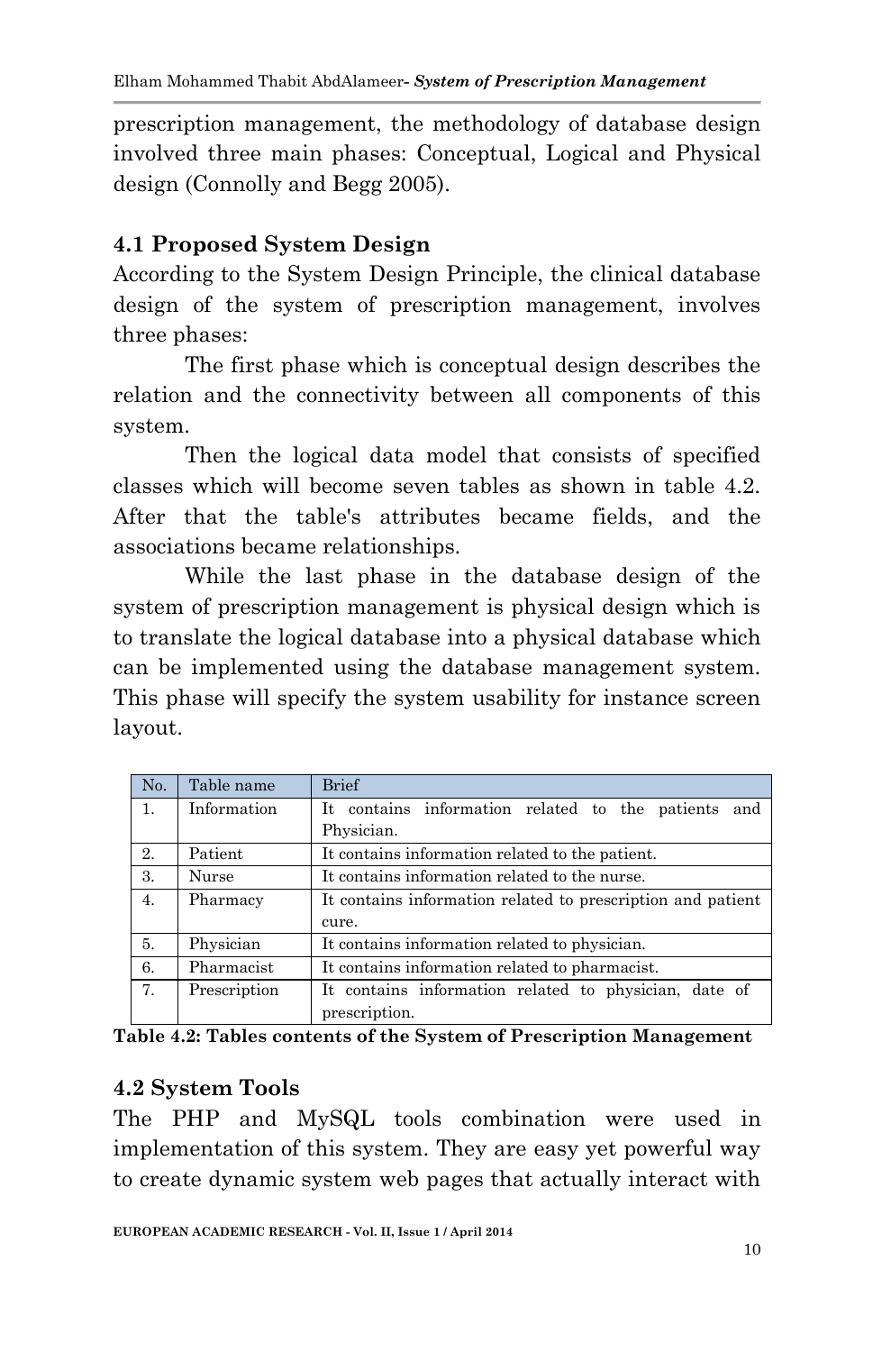prescription management, the methodology of database design involved three main phases: Conceptual, Logical and Physical design (Connolly and Begg 2005).

### 4.1 Proposed System Design

According to the System Design Principle, the clinical database design of the system of prescription management, involves three phases:

The first phase which is conceptual design describes the relation and the connectivity between all components of this system.

Then the logical data model that consists of specified classes which will become seven tables as shown in table 4.2. After that the table's attributes became fields, and the associations became relationships.

While the last phase in the database design of the system of prescription management is physical design which is to translate the logical database into a physical database which can be implemented using the database management system. This phase will specify the system usability for instance screen layout.

| No. | Table name | Brief |
|---|---|---|
| 1. | Information | It contains information related to the patients and Physician. |
| 2. | Patient | It contains information related to the patient. |
| 3. | Nurse | It contains information related to the nurse. |
| 4. | Pharmacy | It contains information related to prescription and patient cure. |
| 5. | Physician | It contains information related to physician. |
| 6. | Pharmacist | It contains information related to pharmacist. |
| 7. | Prescription | It contains information related to physician, date of prescription. |

**Table 4.2: Tables contents of the System of Prescription Management**

### 4.2 System Tools

The PHP and MySQL tools combination were used in implementation of this system. They are easy yet powerful way to create dynamic system web pages that actually interact with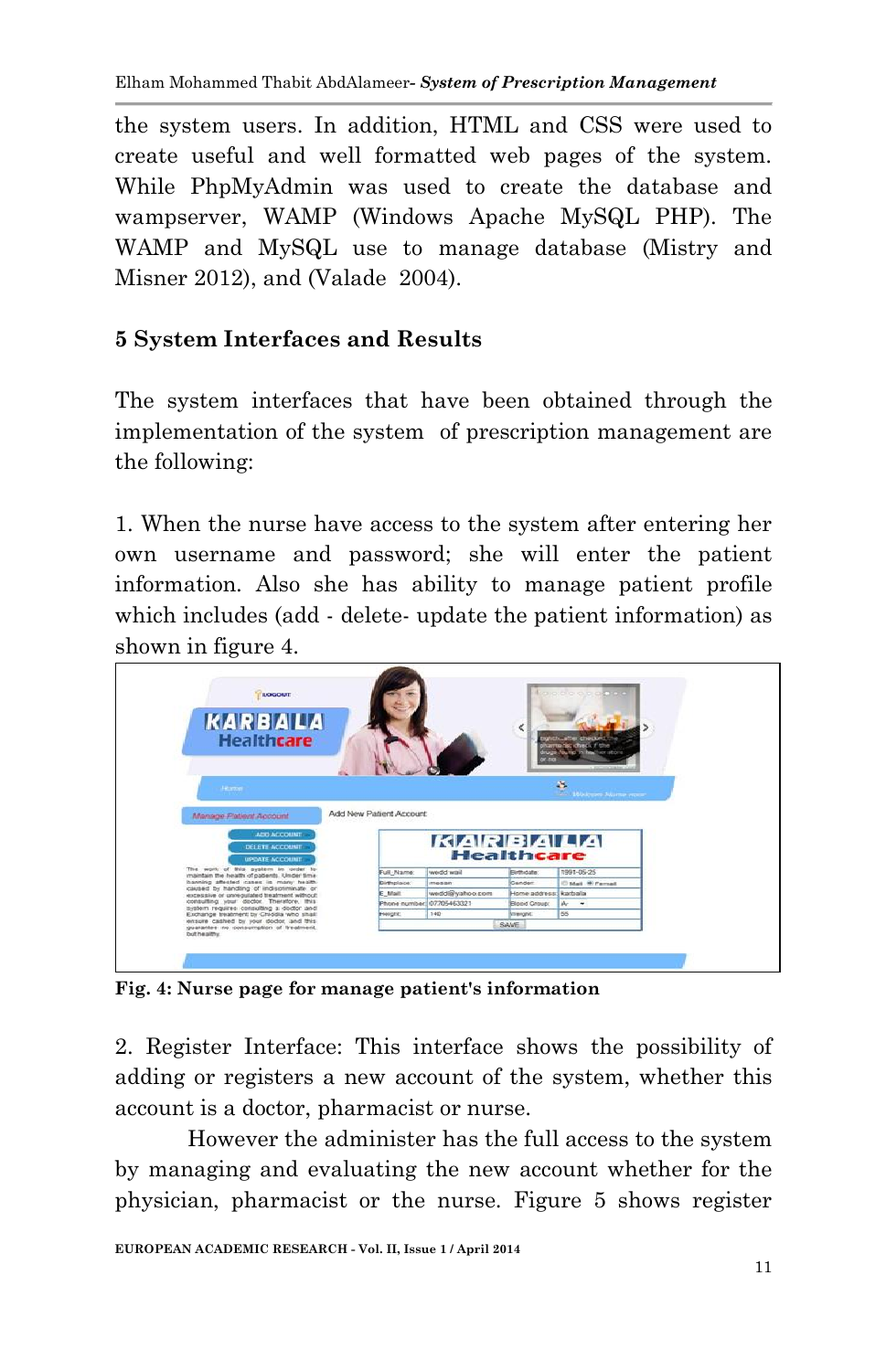the system users. In addition, HTML and CSS were used to create useful and well formatted web pages of the system. While PhpMyAdmin was used to create the database and wampserver, WAMP (Windows Apache MySQL PHP). The WAMP and MySQL use to manage database (Mistry and Misner 2012), and (Valade 2004).

## 5 System Interfaces and Results

The system interfaces that have been obtained through the implementation of the system of prescription management are the following:

1. When the nurse have access to the system after entering her own username and password; she will enter the patient information. Also she has ability to manage patient profile which includes (add - delete- update the patient information) as shown in figure 4.

**Fig. 4: Nurse page for manage patient's information**

2. Register Interface: This interface shows the possibility of adding or registers a new account of the system, whether this account is a doctor, pharmacist or nurse.

However the administer has the full access to the system by managing and evaluating the new account whether for the physician, pharmacist or the nurse. Figure 5 shows register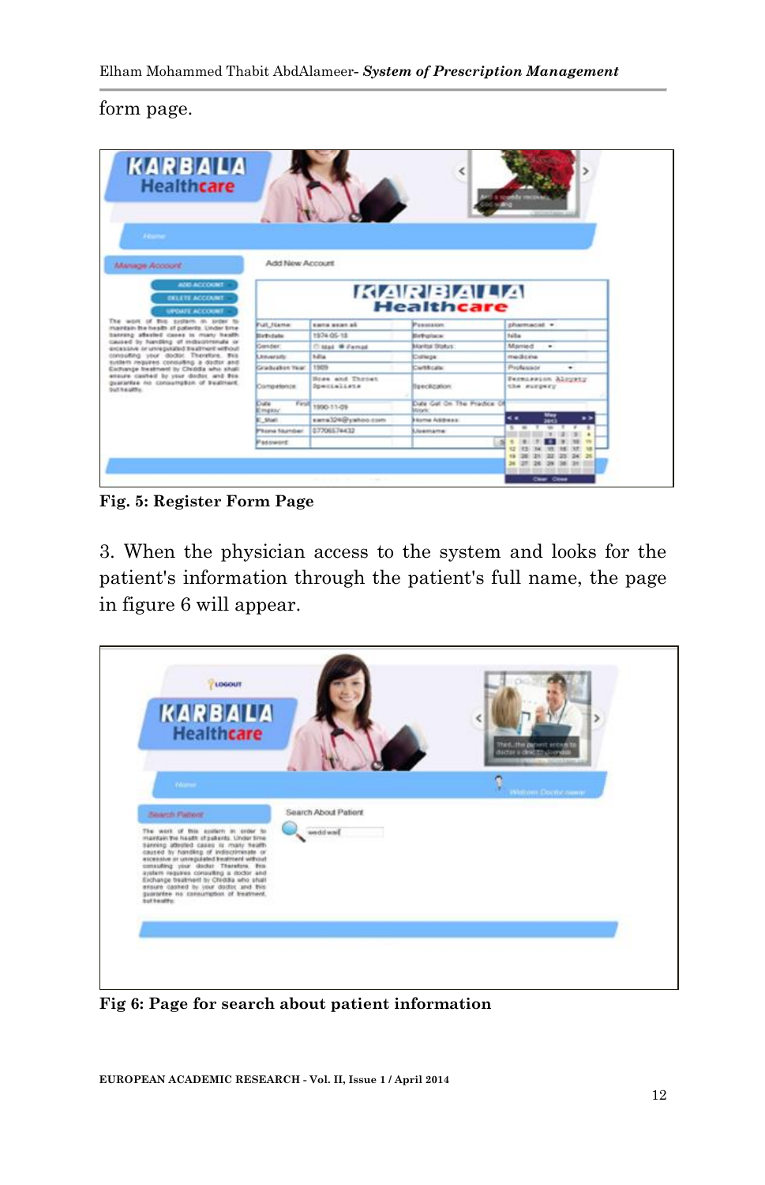form page.

Fig. 5: Register Form Page

3. When the physician access to the system and looks for the patient's information through the patient's full name, the page in figure 6 will appear.

Fig 6: Page for search about patient information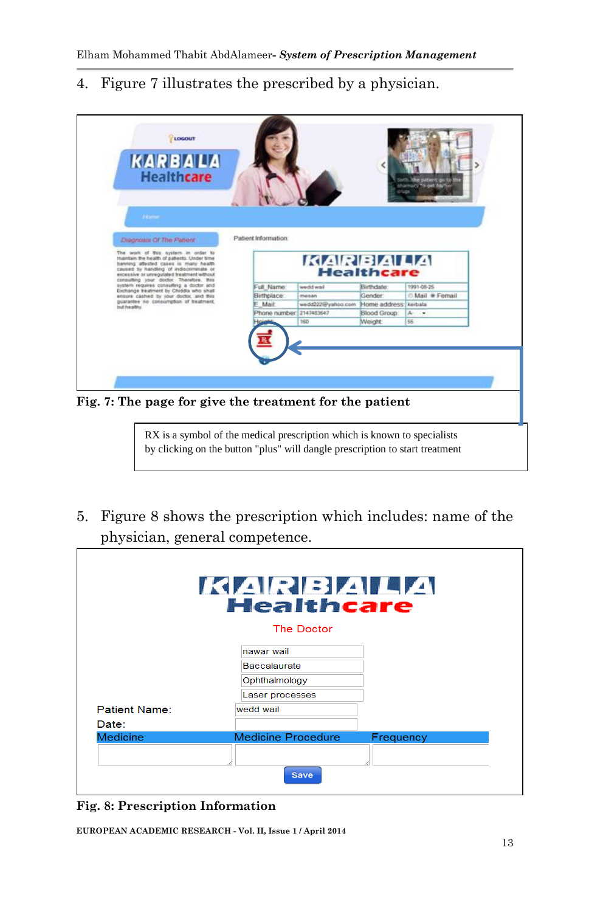4. Figure 7 illustrates the prescribed by a physician.

**Fig. 7: The page for give the treatment for the patient**

RX is a symbol of the medical prescription which is known to specialists by clicking on the button "plus" will dangle prescription to start treatment

5. Figure 8 shows the prescription which includes: name of the physician, general competence.

**Fig. 8: Prescription Information**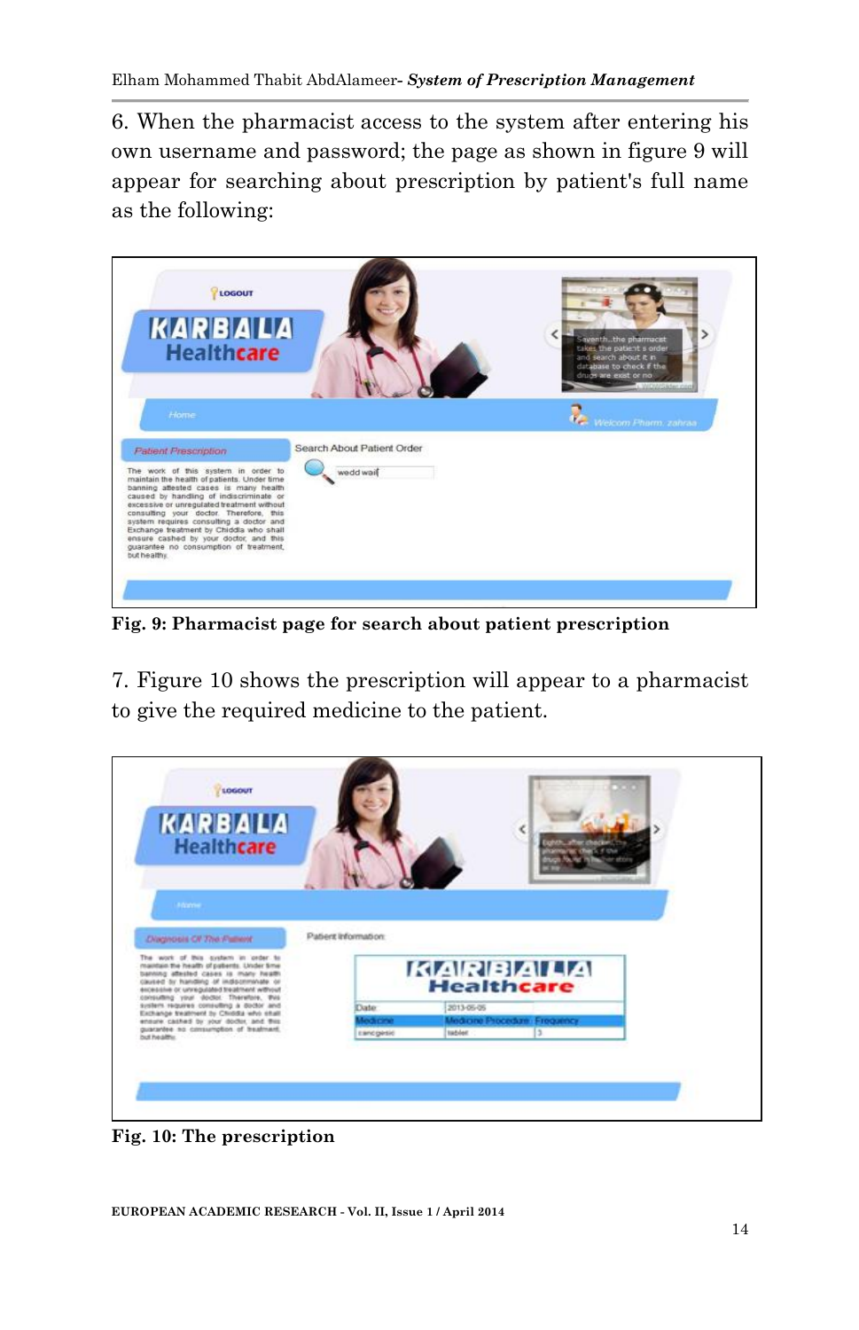6. When the pharmacist access to the system after entering his own username and password; the page as shown in figure 9 will appear for searching about prescription by patient's full name as the following:

**Fig. 9: Pharmacist page for search about patient prescription**

7. Figure 10 shows the prescription will appear to a pharmacist to give the required medicine to the patient.

**Fig. 10: The prescription**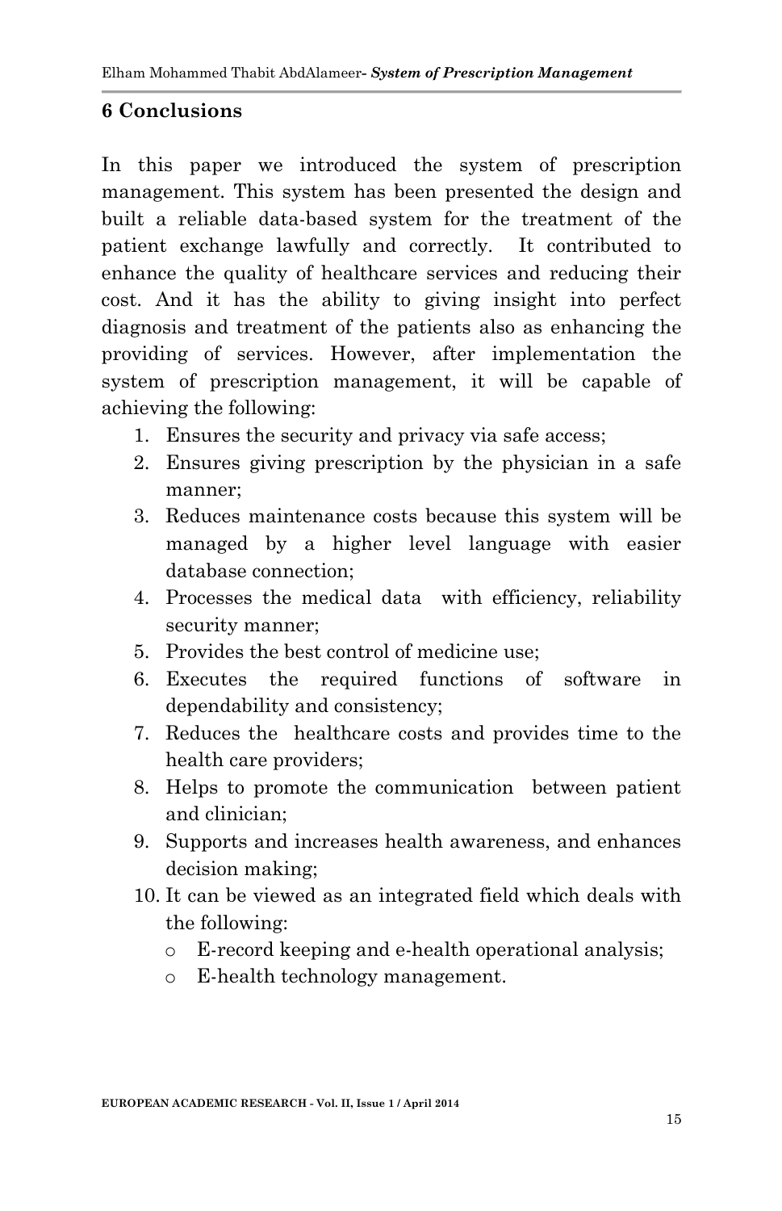## 6 Conclusions

In this paper we introduced the system of prescription management. This system has been presented the design and built a reliable data-based system for the treatment of the patient exchange lawfully and correctly. It contributed to enhance the quality of healthcare services and reducing their cost. And it has the ability to giving insight into perfect diagnosis and treatment of the patients also as enhancing the providing of services. However, after implementation the system of prescription management, it will be capable of achieving the following:

1. Ensures the security and privacy via safe access;
2. Ensures giving prescription by the physician in a safe manner;
3. Reduces maintenance costs because this system will be managed by a higher level language with easier database connection;
4. Processes the medical data with efficiency, reliability security manner;
5. Provides the best control of medicine use;
6. Executes the required functions of software in dependability and consistency;
7. Reduces the healthcare costs and provides time to the health care providers;
8. Helps to promote the communication between patient and clinician;
9. Supports and increases health awareness, and enhances decision making;
10. It can be viewed as an integrated field which deals with the following:
    - E-record keeping and e-health operational analysis;
    - E-health technology management.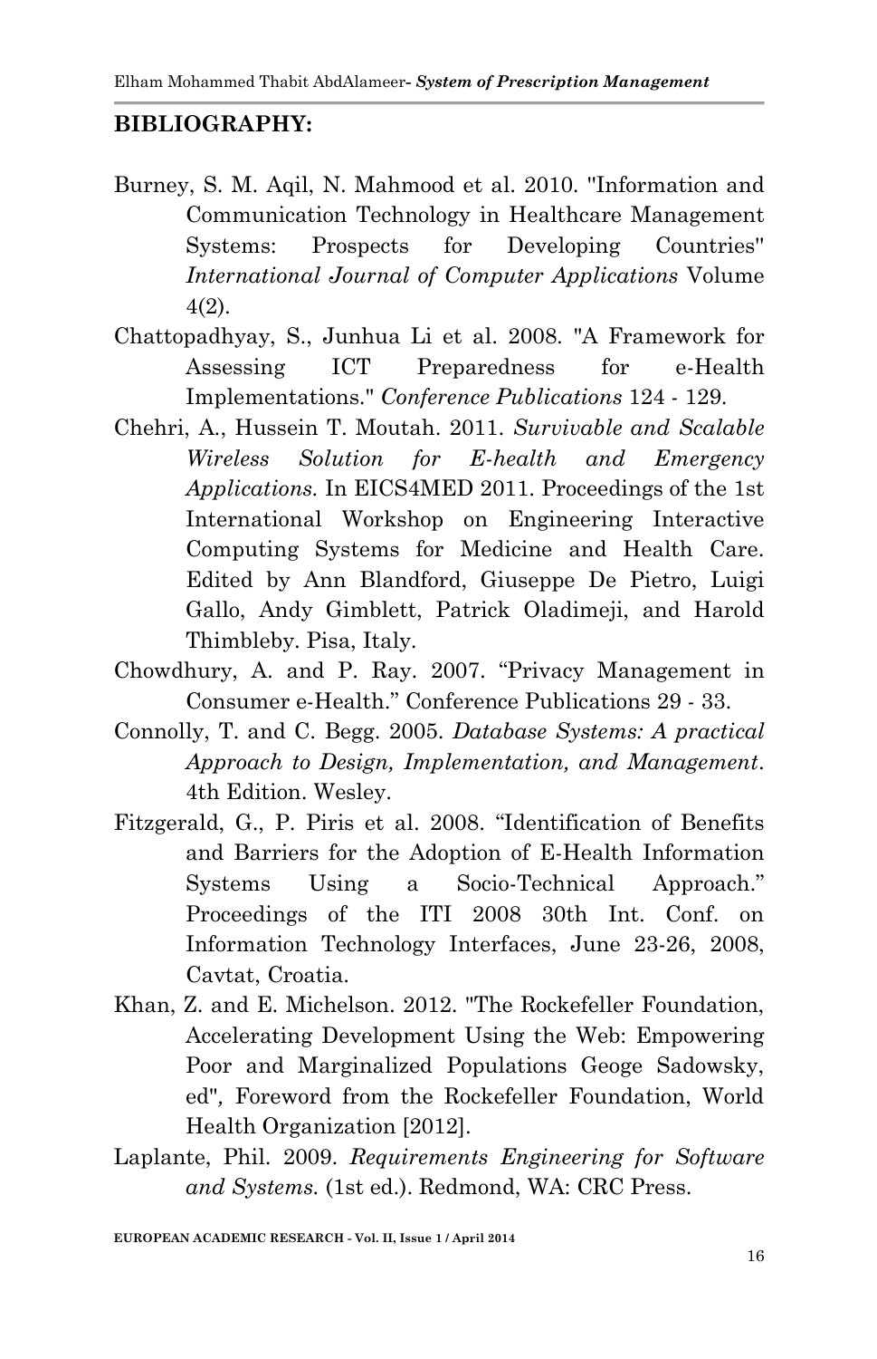## BIBLIOGRAPHY:

Burney, S. M. Aqil, N. Mahmood et al. 2010. "Information and Communication Technology in Healthcare Management Systems: Prospects for Developing Countries" *International Journal of Computer Applications* Volume 4(2).

Chattopadhyay, S., Junhua Li et al. 2008. "A Framework for Assessing ICT Preparedness for e-Health Implementations." *Conference Publications* 124 - 129.

Chehri, A., Hussein T. Moutah. 2011. *Survivable and Scalable Wireless Solution for E-health and Emergency Applications.* In EICS4MED 2011. Proceedings of the 1st International Workshop on Engineering Interactive Computing Systems for Medicine and Health Care. Edited by Ann Blandford, Giuseppe De Pietro, Luigi Gallo, Andy Gimblett, Patrick Oladimeji, and Harold Thimbleby. Pisa, Italy.

Chowdhury, A. and P. Ray. 2007. "Privacy Management in Consumer e-Health." Conference Publications 29 - 33.

Connolly, T. and C. Begg. 2005. *Database Systems: A practical Approach to Design, Implementation, and Management*. 4th Edition. Wesley.

Fitzgerald, G., P. Piris et al. 2008. "Identification of Benefits and Barriers for the Adoption of E-Health Information Systems Using a Socio-Technical Approach." Proceedings of the ITI 2008 30th Int. Conf. on Information Technology Interfaces, June 23-26, 2008, Cavtat, Croatia.

Khan, Z. and E. Michelson. 2012. "The Rockefeller Foundation, Accelerating Development Using the Web: Empowering Poor and Marginalized Populations Geoge Sadowsky, ed"*,* Foreword from the Rockefeller Foundation, World Health Organization [2012].

Laplante, Phil. 2009. *Requirements Engineering for Software and Systems.* (1st ed.). Redmond, WA: CRC Press.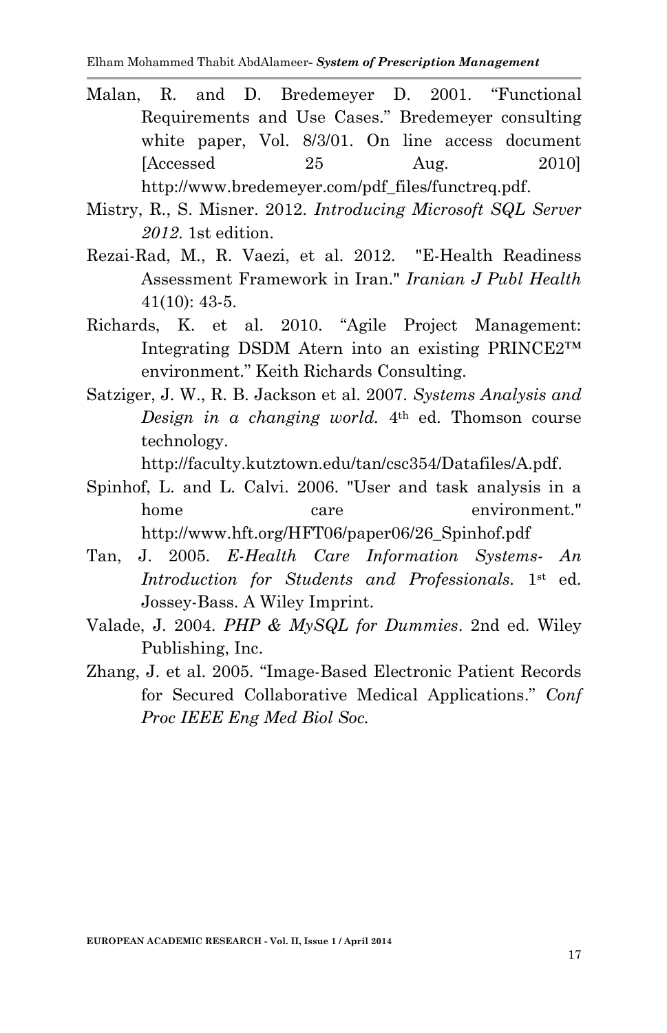Malan, R. and D. Bredemeyer D. 2001. "Functional Requirements and Use Cases." Bredemeyer consulting white paper, Vol. 8/3/01. On line access document [Accessed 25 Aug. 2010] http://www.bredemeyer.com/pdf_files/functreq.pdf.

Mistry, R., S. Misner. 2012. *Introducing Microsoft SQL Server 2012*. 1st edition.

Rezai-Rad, M., R. Vaezi, et al. 2012. "E-Health Readiness Assessment Framework in Iran." *Iranian J Publ Health* 41(10): 43-5.

Richards, K. et al. 2010. "Agile Project Management: Integrating DSDM Atern into an existing PRINCE2™ environment." Keith Richards Consulting.

Satziger, J. W., R. B. Jackson et al. 2007. *Systems Analysis and Design in a changing world.* 4th ed. Thomson course technology. http://faculty.kutztown.edu/tan/csc354/Datafiles/A.pdf.

Spinhof, L. and L. Calvi. 2006. "User and task analysis in a home care environment." http://www.hft.org/HFT06/paper06/26_Spinhof.pdf

Tan, J. 2005. *E-Health Care Information Systems- An Introduction for Students and Professionals.* 1st ed. Jossey-Bass. A Wiley Imprint.

Valade, J. 2004. *PHP & MySQL for Dummies*. 2nd ed. Wiley Publishing, Inc.

Zhang, J. et al. 2005. "Image-Based Electronic Patient Records for Secured Collaborative Medical Applications." *Conf Proc IEEE Eng Med Biol Soc.*